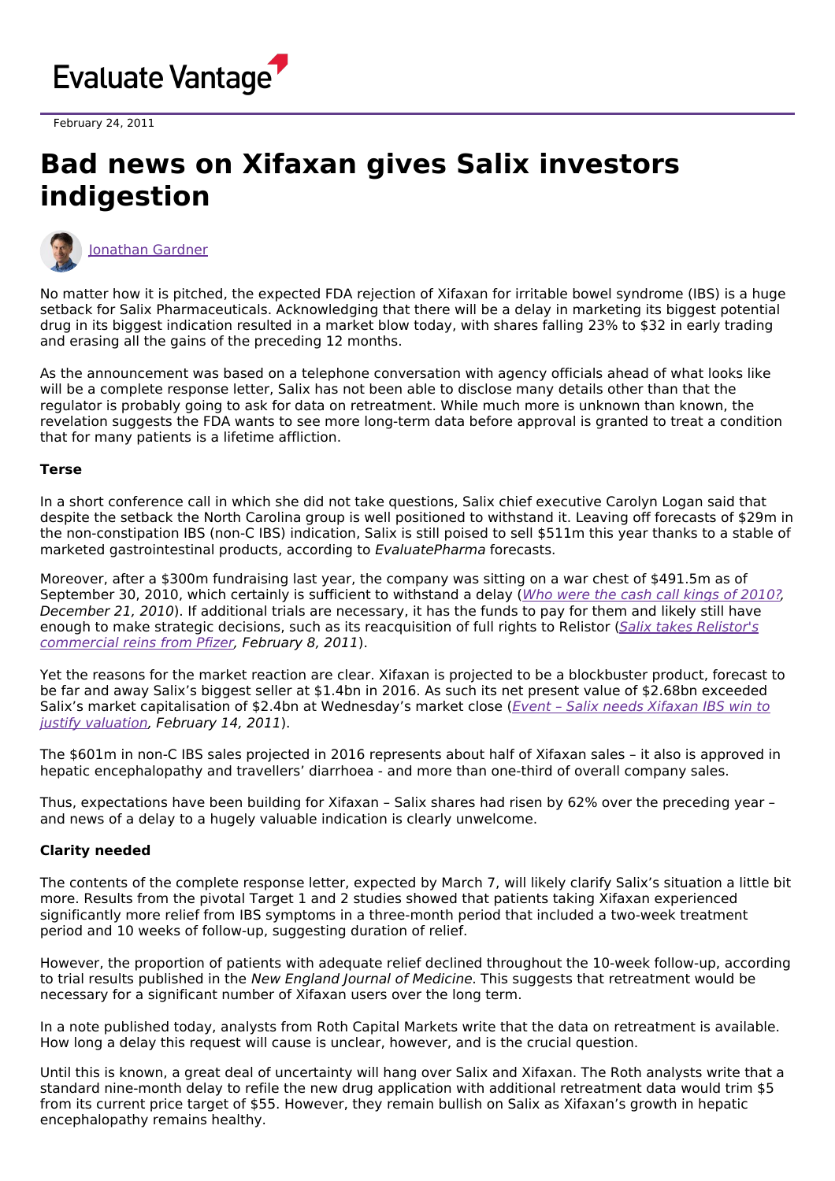Evaluate Vantage

February 24, 2011

# Bad news on Xifaxan gives Salix investors indigestion

Jonathan Gardner

No matter how it is pitched, the expected FDA rejection of Xifaxan for irritable bowel syndrome (IBS) is a huge setback for Salix Pharmaceuticals. Acknowledging that there will be a delay in marketing its biggest potential drug in its biggest indication resulted in a market blow today, with shares falling 23% to $32 in early trading and erasing all the gains of the preceding 12 months.

As the announcement was based on a telephone conversation with agency officials ahead of what looks like will be a complete response letter, Salix has not been able to disclose many details other than that the regulator is probably going to ask for data on retreatment. While much more is unknown than known, the revelation suggests the FDA wants to see more long-term data before approval is granted to treat a condition that for many patients is a lifetime affliction.

**Terse**

In a short conference call in which she did not take questions, Salix chief executive Carolyn Logan said that despite the setback the North Carolina group is well positioned to withstand it. Leaving off forecasts of $29m in the non-constipation IBS (non-C IBS) indication, Salix is still poised to sell $511m this year thanks to a stable of marketed gastrointestinal products, according to *EvaluatePharma* forecasts.

Moreover, after a $300m fundraising last year, the company was sitting on a war chest of $491.5m as of September 30, 2010, which certainly is sufficient to withstand a delay (*Who were the cash call kings of 2010?, December 21, 2010*). If additional trials are necessary, it has the funds to pay for them and likely still have enough to make strategic decisions, such as its reacquisition of full rights to Relistor (*Salix takes Relistor's commercial reins from Pfizer, February 8, 2011*).

Yet the reasons for the market reaction are clear. Xifaxan is projected to be a blockbuster product, forecast to be far and away Salix's biggest seller at $1.4bn in 2016. As such its net present value of $2.68bn exceeded Salix's market capitalisation of $2.4bn at Wednesday's market close (*Event – Salix needs Xifaxan IBS win to justify valuation, February 14, 2011*).

The $601m in non-C IBS sales projected in 2016 represents about half of Xifaxan sales – it also is approved in hepatic encephalopathy and travellers' diarrhoea - and more than one-third of overall company sales.

Thus, expectations have been building for Xifaxan – Salix shares had risen by 62% over the preceding year – and news of a delay to a hugely valuable indication is clearly unwelcome.

**Clarity needed**

The contents of the complete response letter, expected by March 7, will likely clarify Salix's situation a little bit more. Results from the pivotal Target 1 and 2 studies showed that patients taking Xifaxan experienced significantly more relief from IBS symptoms in a three-month period that included a two-week treatment period and 10 weeks of follow-up, suggesting duration of relief.

However, the proportion of patients with adequate relief declined throughout the 10-week follow-up, according to trial results published in the *New England Journal of Medicine*. This suggests that retreatment would be necessary for a significant number of Xifaxan users over the long term.

In a note published today, analysts from Roth Capital Markets write that the data on retreatment is available. How long a delay this request will cause is unclear, however, and is the crucial question.

Until this is known, a great deal of uncertainty will hang over Salix and Xifaxan. The Roth analysts write that a standard nine-month delay to refile the new drug application with additional retreatment data would trim $5 from its current price target of $55. However, they remain bullish on Salix as Xifaxan's growth in hepatic encephalopathy remains healthy.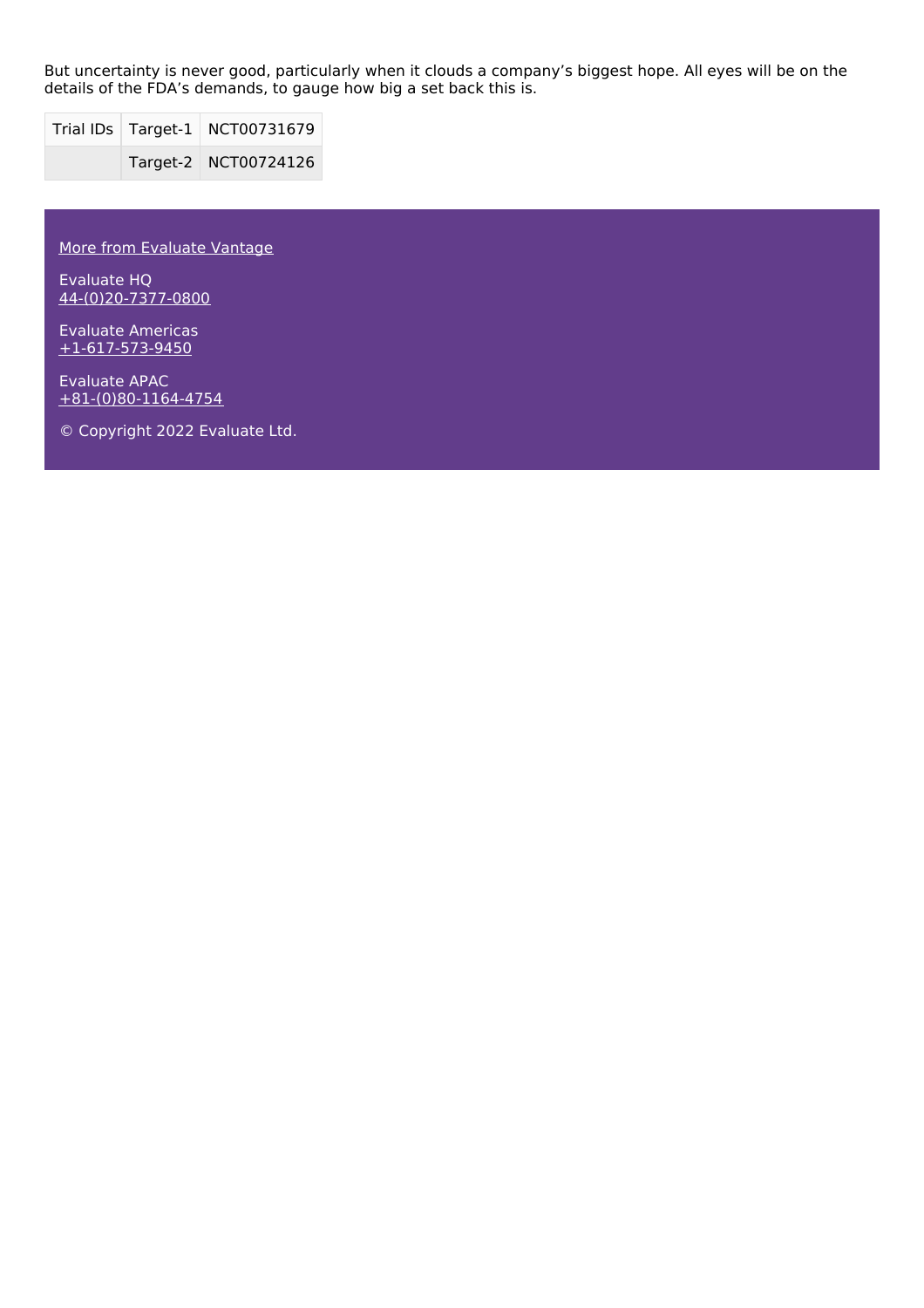But uncertainty is never good, particularly when it clouds a company's biggest hope. All eyes will be on the details of the FDA's demands, to gauge how big a set back this is.

| | | |
|---|---|---|
| Trial IDs | Target-1 | NCT00731679 |
| | Target-2 | NCT00724126 |

More from Evaluate Vantage

Evaluate HQ
44-(0)20-7377-0800

Evaluate Americas
+1-617-573-9450

Evaluate APAC
+81-(0)80-1164-4754

© Copyright 2022 Evaluate Ltd.